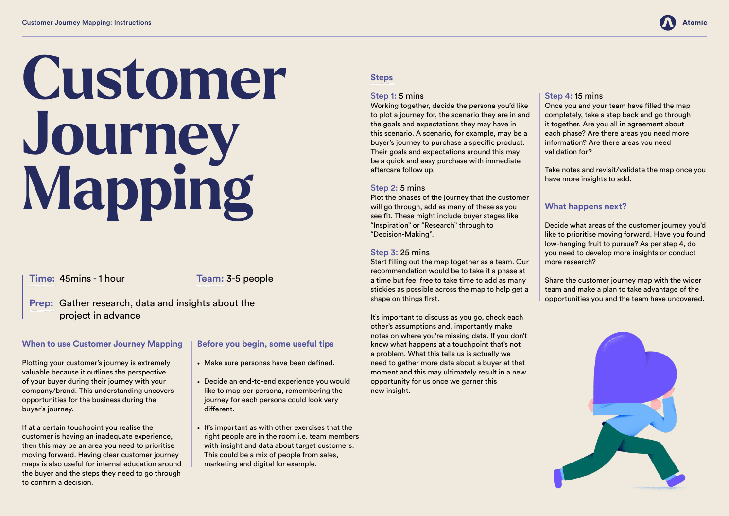# Customer Journey Mapping

**Time:** 45mins - 1 hour

**Team:** 3-5 people

**Prep:** Gather research, data and insights about the project in advance

## When to use Customer Journey Mapping

Plotting your customer's journey is extremely valuable because it outlines the perspective of your buyer during their journey with your company/brand. This understanding uncovers opportunities for the business during the buyer's journey.

If at a certain touchpoint you realise the customer is having an inadequate experience, then this may be an area you need to prioritise moving forward. Having clear customer journey maps is also useful for internal education around the buyer and the steps they need to go through to confirm a decision.

## Before you begin, some useful tips

- Make sure personas have been defined.
- Decide an end-to-end experience you would like to map per persona, remembering the journey for each persona could look very different.
- It's important as with other exercises that the right people are in the room i.e. team members with insight and data about target customers. This could be a mix of people from sales, marketing and digital for example.

## Steps

**Step 1:** 5 mins
Working together, decide the persona you'd like to plot a journey for, the scenario they are in and the goals and expectations they may have in this scenario. A scenario, for example, may be a buyer's journey to purchase a specific product. Their goals and expectations around this may be a quick and easy purchase with immediate aftercare follow up.

**Step 2:** 5 mins
Plot the phases of the journey that the customer will go through, add as many of these as you see fit. These might include buyer stages like "Inspiration" or "Research" through to "Decision-Making".

**Step 3:** 25 mins
Start filling out the map together as a team. Our recommendation would be to take it a phase at a time but feel free to take time to add as many stickies as possible across the map to help get a shape on things first.

It's important to discuss as you go, check each other's assumptions and, importantly make notes on where you're missing data. If you don't know what happens at a touchpoint that's not a problem. What this tells us is actually we need to gather more data about a buyer at that moment and this may ultimately result in a new opportunity for us once we garner this new insight.

**Step 4:** 15 mins
Once you and your team have filled the map completely, take a step back and go through it together. Are you all in agreement about each phase? Are there areas you need more information? Are there areas you need validation for?

Take notes and revisit/validate the map once you have more insights to add.

## What happens next?

Decide what areas of the customer journey you'd like to prioritise moving forward. Have you found low-hanging fruit to pursue? As per step 4, do you need to develop more insights or conduct more research?

Share the customer journey map with the wider team and make a plan to take advantage of the opportunities you and the team have uncovered.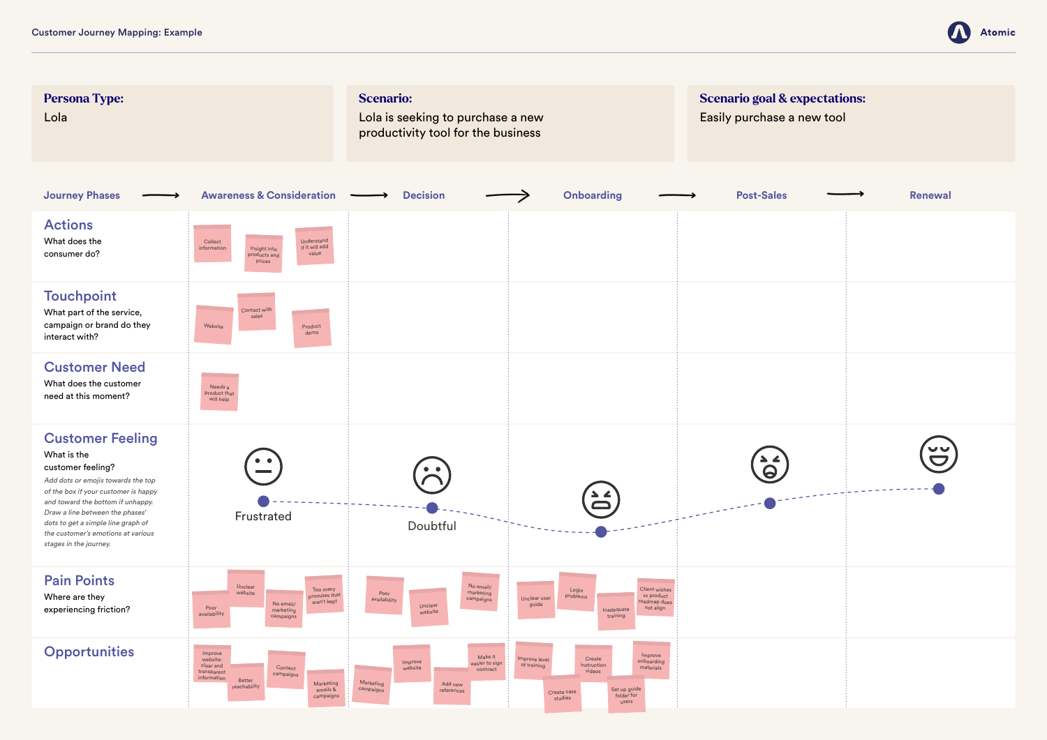Customer Journey Mapping: Example

**Persona Type:**
Lola

**Scenario:**
Lola is seeking to purchase a new productivity tool for the business

**Scenario goal & expectations:**
Easily purchase a new tool

| Journey Phases | Awareness & Consideration | Decision | Onboarding | Post-Sales | Renewal |
|---|---|---|---|---|---|
| **Actions** What does the consumer do? | Collect information; Insight into products and prices; Understand if it will add value | | | | |
| **Touchpoint** What part of the service, campaign or brand do they interact with? | Website; Contact with sales; Product demo | | | | |
| **Customer Need** What does the customer need at this moment? | Needs a product that will help | | | | |
| **Customer Feeling** What is the customer feeling? *Add dots or emojis towards the top of the box if your customer is happy and toward the bottom if unhappy. Draw a line between the phases' dots to get a simple line graph of the customer's emotions at various stages in the journey.* | Frustrated | Doubtful | | | |
| **Pain Points** Where are they experiencing friction? | Poor availability; Unclear website; No email/marketing campaigns; Too many promises that aren't kept | Poor availability; Unclear website; No email/marketing campaigns | Unclear user guide; Login problems; Inadequate training; Client wishes vs product roadmap does not align | | |
| **Opportunities** | Improve website: clear and transparent information; Better reachability; Content campaigns; Marketing emails & campaigns | Marketing campaigns; Improve website; Add new references; Make it easier to sign contract | Improve level of training; Create case studies; Create instruction videos; Set up guide folder for users; Improve onboarding materials | | |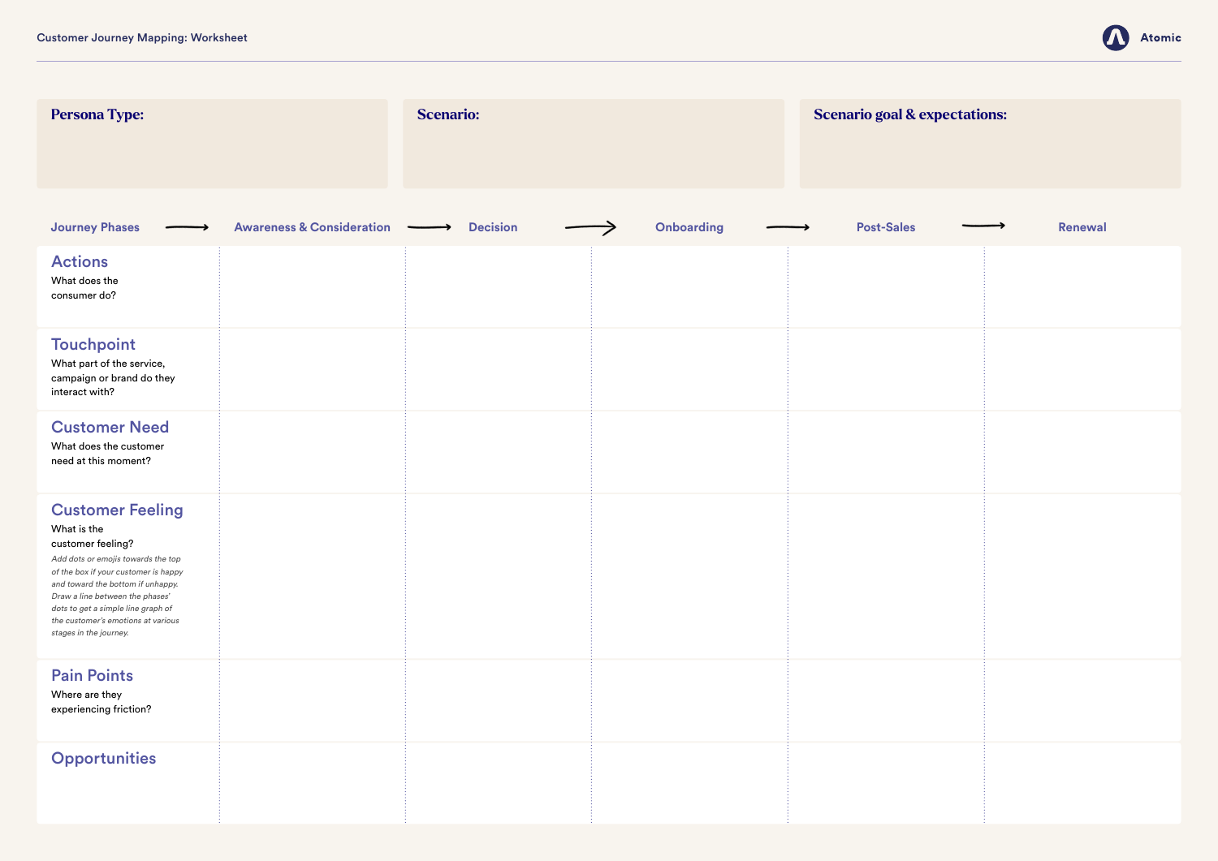# Customer Journey Mapping: Worksheet

**Persona Type:**

**Scenario:**

**Scenario goal & expectations:**

| Journey Phases | Awareness & Consideration | Decision | Onboarding | Post-Sales | Renewal |
|---|---|---|---|---|---|
| **Actions**<br>What does the consumer do? | | | | | |
| **Touchpoint**<br>What part of the service, campaign or brand do they interact with? | | | | | |
| **Customer Need**<br>What does the customer need at this moment? | | | | | |
| **Customer Feeling**<br>What is the customer feeling?<br>*Add dots or emojis towards the top of the box if your customer is happy and toward the bottom if unhappy. Draw a line between the phases' dots to get a simple line graph of the customer's emotions at various stages in the journey.* | | | | | |
| **Pain Points**<br>Where are they experiencing friction? | | | | | |
| **Opportunities** | | | | | |